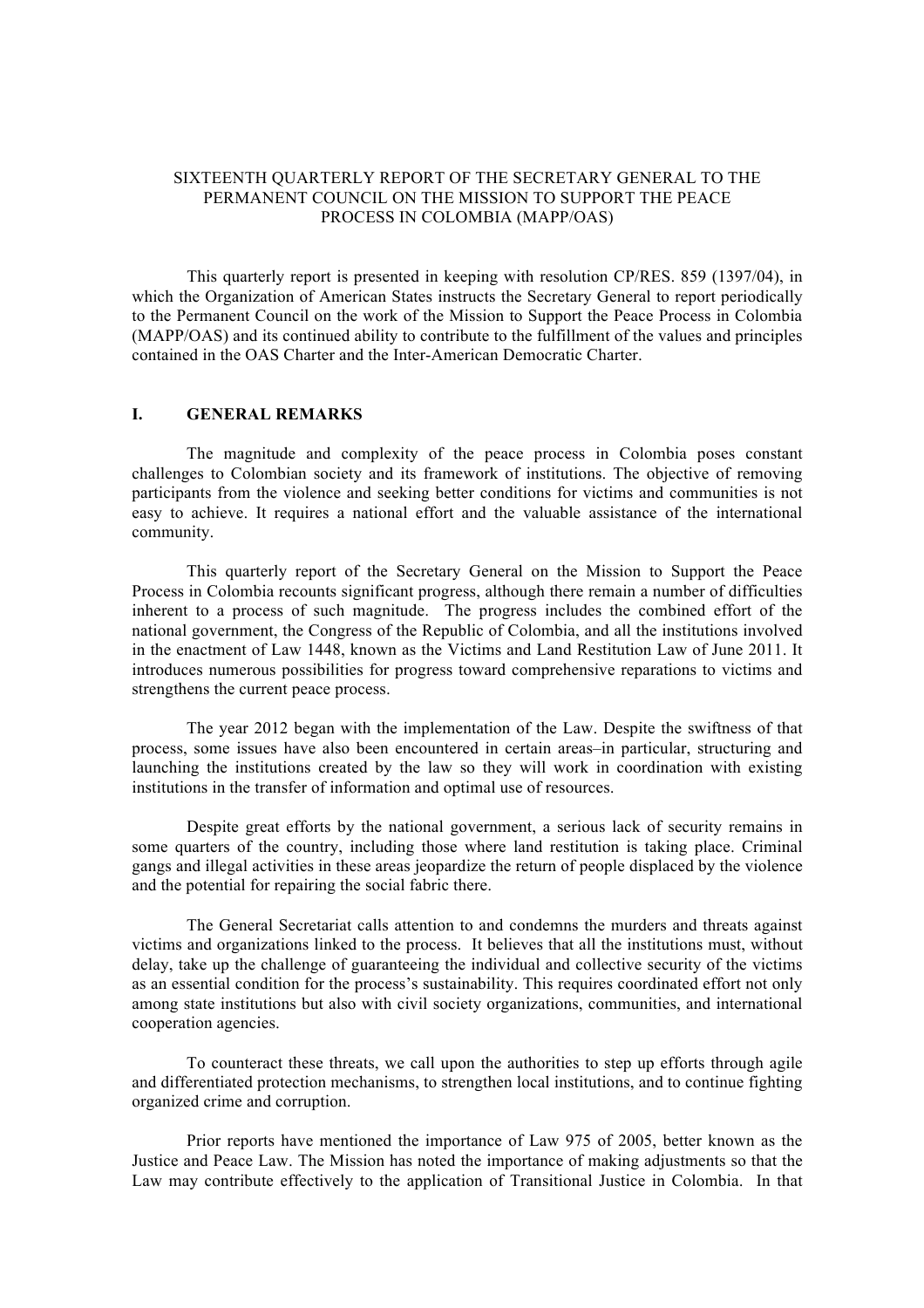# SIXTEENTH QUARTERLY REPORT OF THE SECRETARY GENERAL TO THE PERMANENT COUNCIL ON THE MISSION TO SUPPORT THE PEACE PROCESS IN COLOMBIA (MAPP/OAS)

This quarterly report is presented in keeping with resolution CP/RES. 859 (1397/04), in which the Organization of American States instructs the Secretary General to report periodically to the Permanent Council on the work of the Mission to Support the Peace Process in Colombia (MAPP/OAS) and its continued ability to contribute to the fulfillment of the values and principles contained in the OAS Charter and the Inter-American Democratic Charter.

## I. GENERAL REMARKS

The magnitude and complexity of the peace process in Colombia poses constant challenges to Colombian society and its framework of institutions. The objective of removing participants from the violence and seeking better conditions for victims and communities is not easy to achieve. It requires a national effort and the valuable assistance of the international community.

This quarterly report of the Secretary General on the Mission to Support the Peace Process in Colombia recounts significant progress, although there remain a number of difficulties inherent to a process of such magnitude. The progress includes the combined effort of the national government, the Congress of the Republic of Colombia, and all the institutions involved in the enactment of Law 1448, known as the Victims and Land Restitution Law of June 2011. It introduces numerous possibilities for progress toward comprehensive reparations to victims and strengthens the current peace process.

The year 2012 began with the implementation of the Law. Despite the swiftness of that process, some issues have also been encountered in certain areas–in particular, structuring and launching the institutions created by the law so they will work in coordination with existing institutions in the transfer of information and optimal use of resources.

Despite great efforts by the national government, a serious lack of security remains in some quarters of the country, including those where land restitution is taking place. Criminal gangs and illegal activities in these areas jeopardize the return of people displaced by the violence and the potential for repairing the social fabric there.

The General Secretariat calls attention to and condemns the murders and threats against victims and organizations linked to the process. It believes that all the institutions must, without delay, take up the challenge of guaranteeing the individual and collective security of the victims as an essential condition for the process's sustainability. This requires coordinated effort not only among state institutions but also with civil society organizations, communities, and international cooperation agencies.

To counteract these threats, we call upon the authorities to step up efforts through agile and differentiated protection mechanisms, to strengthen local institutions, and to continue fighting organized crime and corruption.

Prior reports have mentioned the importance of Law 975 of 2005, better known as the Justice and Peace Law. The Mission has noted the importance of making adjustments so that the Law may contribute effectively to the application of Transitional Justice in Colombia. In that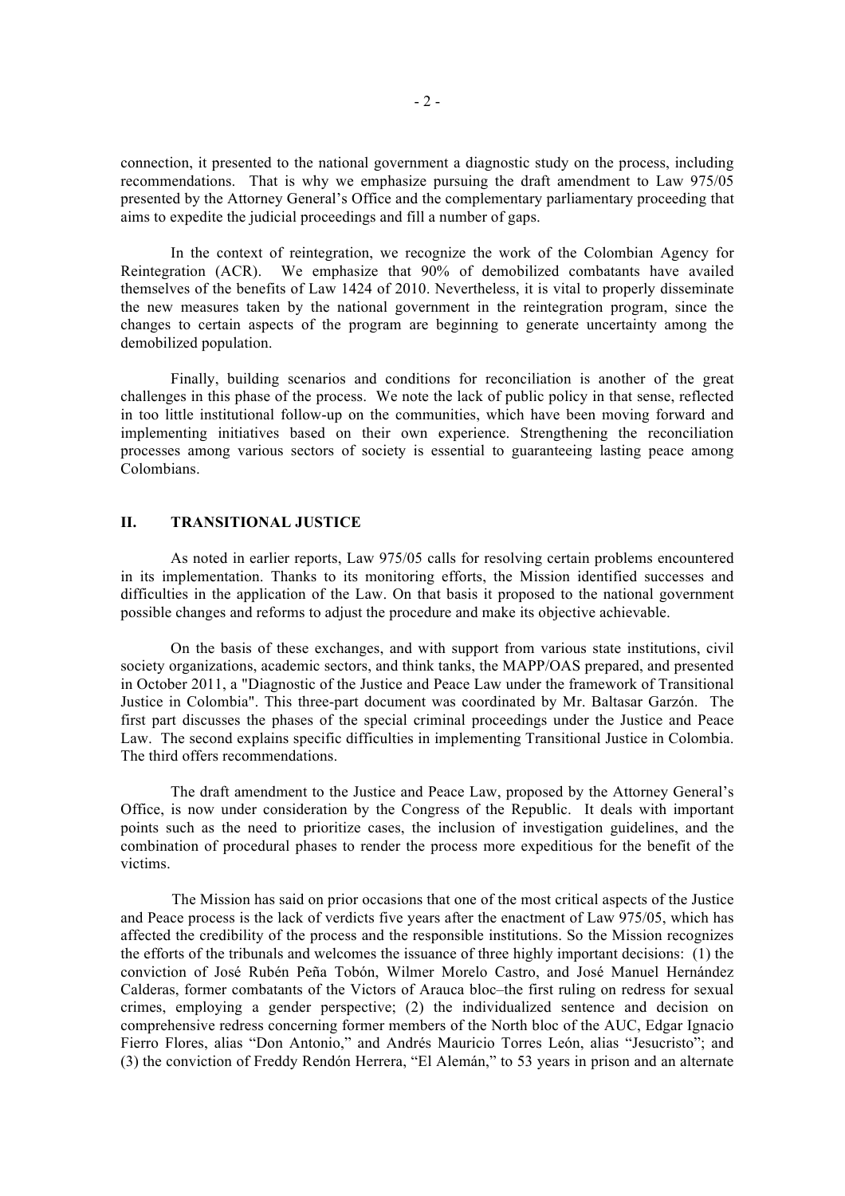connection, it presented to the national government a diagnostic study on the process, including recommendations. That is why we emphasize pursuing the draft amendment to Law 975/05 presented by the Attorney General's Office and the complementary parliamentary proceeding that aims to expedite the judicial proceedings and fill a number of gaps.

In the context of reintegration, we recognize the work of the Colombian Agency for Reintegration (ACR). We emphasize that 90% of demobilized combatants have availed themselves of the benefits of Law 1424 of 2010. Nevertheless, it is vital to properly disseminate the new measures taken by the national government in the reintegration program, since the changes to certain aspects of the program are beginning to generate uncertainty among the demobilized population.

Finally, building scenarios and conditions for reconciliation is another of the great challenges in this phase of the process. We note the lack of public policy in that sense, reflected in too little institutional follow-up on the communities, which have been moving forward and implementing initiatives based on their own experience. Strengthening the reconciliation processes among various sectors of society is essential to guaranteeing lasting peace among Colombians.

## II. TRANSITIONAL JUSTICE

As noted in earlier reports, Law 975/05 calls for resolving certain problems encountered in its implementation. Thanks to its monitoring efforts, the Mission identified successes and difficulties in the application of the Law. On that basis it proposed to the national government possible changes and reforms to adjust the procedure and make its objective achievable.

On the basis of these exchanges, and with support from various state institutions, civil society organizations, academic sectors, and think tanks, the MAPP/OAS prepared, and presented in October 2011, a "Diagnostic of the Justice and Peace Law under the framework of Transitional Justice in Colombia". This three-part document was coordinated by Mr. Baltasar Garzón. The first part discusses the phases of the special criminal proceedings under the Justice and Peace Law. The second explains specific difficulties in implementing Transitional Justice in Colombia. The third offers recommendations.

The draft amendment to the Justice and Peace Law, proposed by the Attorney General's Office, is now under consideration by the Congress of the Republic. It deals with important points such as the need to prioritize cases, the inclusion of investigation guidelines, and the combination of procedural phases to render the process more expeditious for the benefit of the victims.

The Mission has said on prior occasions that one of the most critical aspects of the Justice and Peace process is the lack of verdicts five years after the enactment of Law 975/05, which has affected the credibility of the process and the responsible institutions. So the Mission recognizes the efforts of the tribunals and welcomes the issuance of three highly important decisions: (1) the conviction of José Rubén Peña Tobón, Wilmer Morelo Castro, and José Manuel Hernández Calderas, former combatants of the Victors of Arauca bloc–the first ruling on redress for sexual crimes, employing a gender perspective; (2) the individualized sentence and decision on comprehensive redress concerning former members of the North bloc of the AUC, Edgar Ignacio Fierro Flores, alias "Don Antonio," and Andrés Mauricio Torres León, alias "Jesucristo"; and (3) the conviction of Freddy Rendón Herrera, "El Alemán," to 53 years in prison and an alternate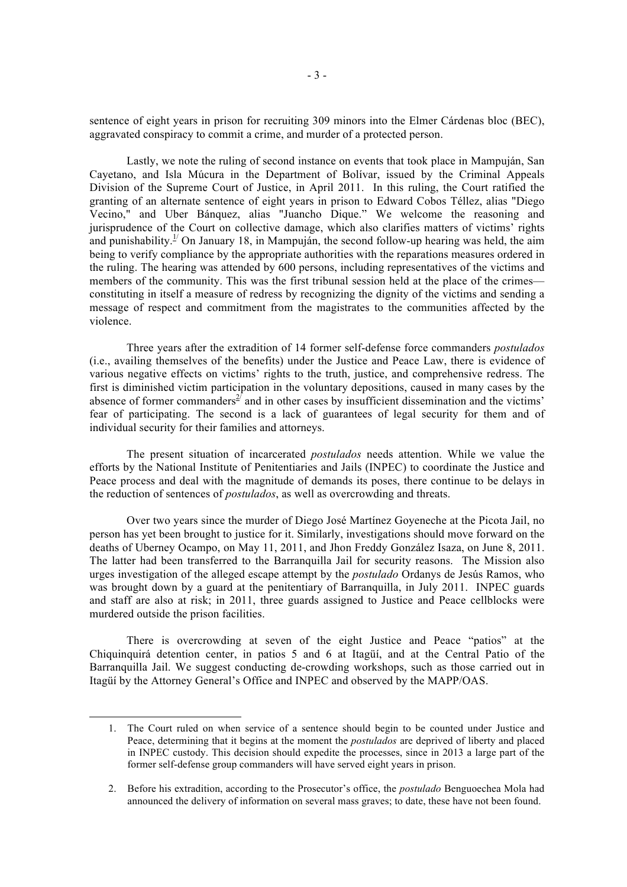sentence of eight years in prison for recruiting 309 minors into the Elmer Cárdenas bloc (BEC), aggravated conspiracy to commit a crime, and murder of a protected person.

Lastly, we note the ruling of second instance on events that took place in Mampuján, San Cayetano, and Isla Múcura in the Department of Bolívar, issued by the Criminal Appeals Division of the Supreme Court of Justice, in April 2011. In this ruling, the Court ratified the granting of an alternate sentence of eight years in prison to Edward Cobos Téllez, alias "Diego Vecino," and Uber Bánquez, alias "Juancho Dique." We welcome the reasoning and jurisprudence of the Court on collective damage, which also clarifies matters of victims' rights and punishability.[1] On January 18, in Mampuján, the second follow-up hearing was held, the aim being to verify compliance by the appropriate authorities with the reparations measures ordered in the ruling. The hearing was attended by 600 persons, including representatives of the victims and members of the community. This was the first tribunal session held at the place of the crimes—constituting in itself a measure of redress by recognizing the dignity of the victims and sending a message of respect and commitment from the magistrates to the communities affected by the violence.

Three years after the extradition of 14 former self-defense force commanders *postulados* (i.e., availing themselves of the benefits) under the Justice and Peace Law, there is evidence of various negative effects on victims' rights to the truth, justice, and comprehensive redress. The first is diminished victim participation in the voluntary depositions, caused in many cases by the absence of former commanders[2] and in other cases by insufficient dissemination and the victims' fear of participating. The second is a lack of guarantees of legal security for them and of individual security for their families and attorneys.

The present situation of incarcerated *postulados* needs attention. While we value the efforts by the National Institute of Penitentiaries and Jails (INPEC) to coordinate the Justice and Peace process and deal with the magnitude of demands its poses, there continue to be delays in the reduction of sentences of *postulados*, as well as overcrowding and threats.

Over two years since the murder of Diego José Martínez Goyeneche at the Picota Jail, no person has yet been brought to justice for it. Similarly, investigations should move forward on the deaths of Uberney Ocampo, on May 11, 2011, and Jhon Freddy González Isaza, on June 8, 2011. The latter had been transferred to the Barranquilla Jail for security reasons. The Mission also urges investigation of the alleged escape attempt by the *postulado* Ordanys de Jesús Ramos, who was brought down by a guard at the penitentiary of Barranquilla, in July 2011. INPEC guards and staff are also at risk; in 2011, three guards assigned to Justice and Peace cellblocks were murdered outside the prison facilities.

There is overcrowding at seven of the eight Justice and Peace "patios" at the Chiquinquirá detention center, in patios 5 and 6 at Itagüí, and at the Central Patio of the Barranquilla Jail. We suggest conducting de-crowding workshops, such as those carried out in Itagüí by the Attorney General's Office and INPEC and observed by the MAPP/OAS.

---

1. The Court ruled on when service of a sentence should begin to be counted under Justice and Peace, determining that it begins at the moment the *postulados* are deprived of liberty and placed in INPEC custody. This decision should expedite the processes, since in 2013 a large part of the former self-defense group commanders will have served eight years in prison.

2. Before his extradition, according to the Prosecutor's office, the *postulado* Benguoechea Mola had announced the delivery of information on several mass graves; to date, these have not been found.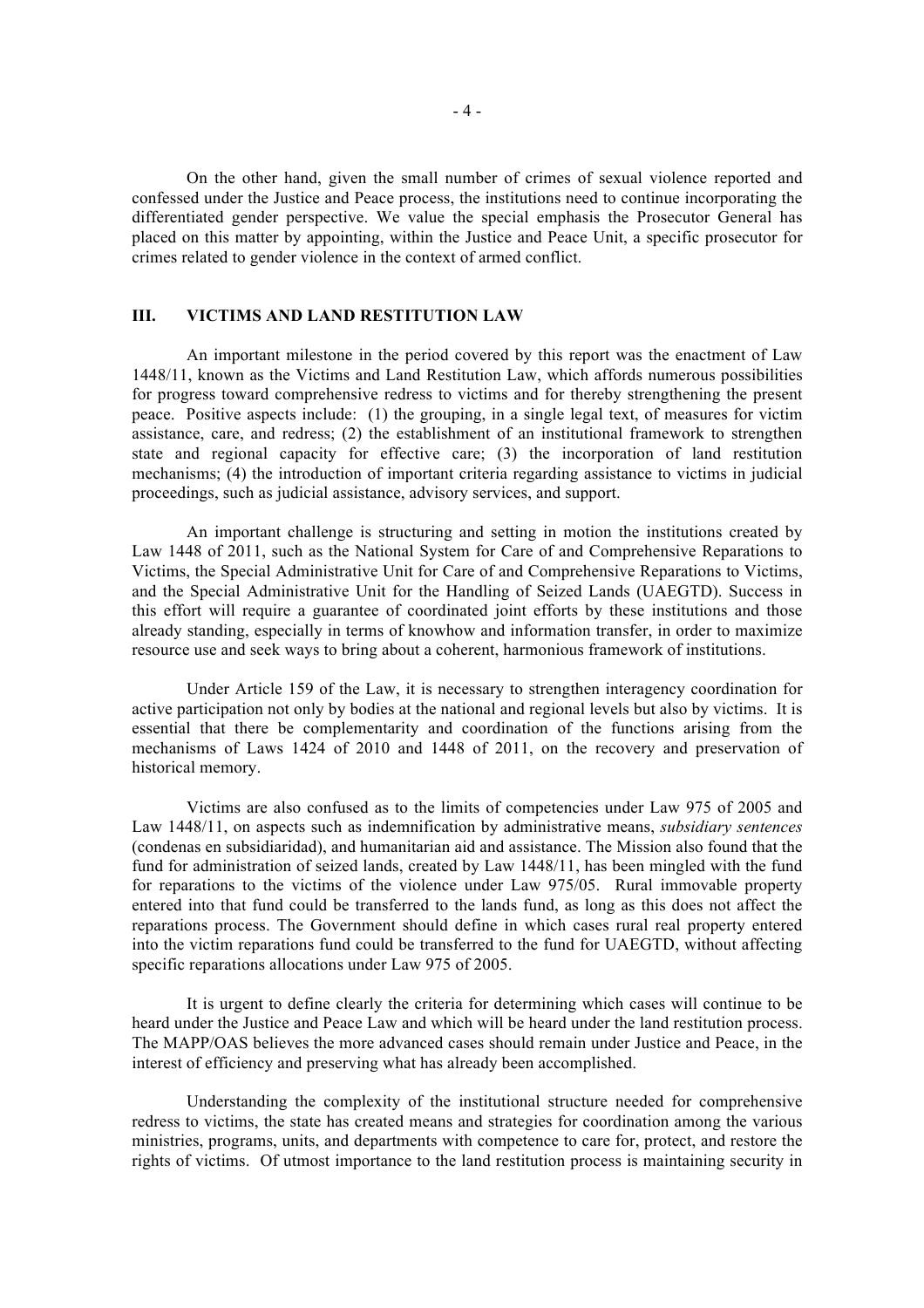On the other hand, given the small number of crimes of sexual violence reported and confessed under the Justice and Peace process, the institutions need to continue incorporating the differentiated gender perspective. We value the special emphasis the Prosecutor General has placed on this matter by appointing, within the Justice and Peace Unit, a specific prosecutor for crimes related to gender violence in the context of armed conflict.

## III. VICTIMS AND LAND RESTITUTION LAW

An important milestone in the period covered by this report was the enactment of Law 1448/11, known as the Victims and Land Restitution Law, which affords numerous possibilities for progress toward comprehensive redress to victims and for thereby strengthening the present peace. Positive aspects include: (1) the grouping, in a single legal text, of measures for victim assistance, care, and redress; (2) the establishment of an institutional framework to strengthen state and regional capacity for effective care; (3) the incorporation of land restitution mechanisms; (4) the introduction of important criteria regarding assistance to victims in judicial proceedings, such as judicial assistance, advisory services, and support.

An important challenge is structuring and setting in motion the institutions created by Law 1448 of 2011, such as the National System for Care of and Comprehensive Reparations to Victims, the Special Administrative Unit for Care of and Comprehensive Reparations to Victims, and the Special Administrative Unit for the Handling of Seized Lands (UAEGTD). Success in this effort will require a guarantee of coordinated joint efforts by these institutions and those already standing, especially in terms of knowhow and information transfer, in order to maximize resource use and seek ways to bring about a coherent, harmonious framework of institutions.

Under Article 159 of the Law, it is necessary to strengthen interagency coordination for active participation not only by bodies at the national and regional levels but also by victims. It is essential that there be complementarity and coordination of the functions arising from the mechanisms of Laws 1424 of 2010 and 1448 of 2011, on the recovery and preservation of historical memory.

Victims are also confused as to the limits of competencies under Law 975 of 2005 and Law 1448/11, on aspects such as indemnification by administrative means, *subsidiary sentences* (condenas en subsidiaridad), and humanitarian aid and assistance. The Mission also found that the fund for administration of seized lands, created by Law 1448/11, has been mingled with the fund for reparations to the victims of the violence under Law 975/05. Rural immovable property entered into that fund could be transferred to the lands fund, as long as this does not affect the reparations process. The Government should define in which cases rural real property entered into the victim reparations fund could be transferred to the fund for UAEGTD, without affecting specific reparations allocations under Law 975 of 2005.

It is urgent to define clearly the criteria for determining which cases will continue to be heard under the Justice and Peace Law and which will be heard under the land restitution process. The MAPP/OAS believes the more advanced cases should remain under Justice and Peace, in the interest of efficiency and preserving what has already been accomplished.

Understanding the complexity of the institutional structure needed for comprehensive redress to victims, the state has created means and strategies for coordination among the various ministries, programs, units, and departments with competence to care for, protect, and restore the rights of victims. Of utmost importance to the land restitution process is maintaining security in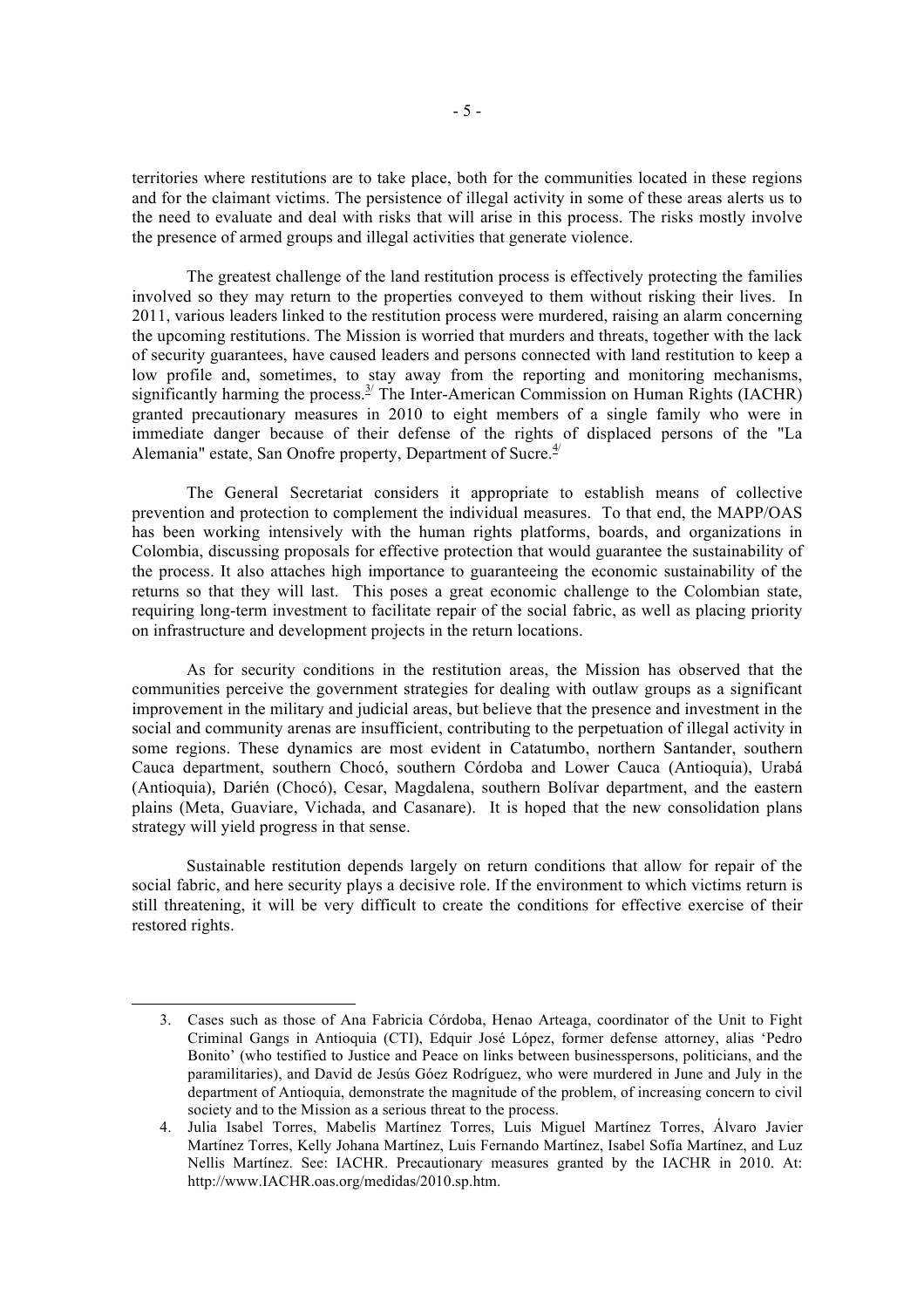territories where restitutions are to take place, both for the communities located in these regions and for the claimant victims. The persistence of illegal activity in some of these areas alerts us to the need to evaluate and deal with risks that will arise in this process. The risks mostly involve the presence of armed groups and illegal activities that generate violence.

The greatest challenge of the land restitution process is effectively protecting the families involved so they may return to the properties conveyed to them without risking their lives. In 2011, various leaders linked to the restitution process were murdered, raising an alarm concerning the upcoming restitutions. The Mission is worried that murders and threats, together with the lack of security guarantees, have caused leaders and persons connected with land restitution to keep a low profile and, sometimes, to stay away from the reporting and monitoring mechanisms, significantly harming the process.[3] The Inter-American Commission on Human Rights (IACHR) granted precautionary measures in 2010 to eight members of a single family who were in immediate danger because of their defense of the rights of displaced persons of the "La Alemania" estate, San Onofre property, Department of Sucre.[4]

The General Secretariat considers it appropriate to establish means of collective prevention and protection to complement the individual measures. To that end, the MAPP/OAS has been working intensively with the human rights platforms, boards, and organizations in Colombia, discussing proposals for effective protection that would guarantee the sustainability of the process. It also attaches high importance to guaranteeing the economic sustainability of the returns so that they will last. This poses a great economic challenge to the Colombian state, requiring long-term investment to facilitate repair of the social fabric, as well as placing priority on infrastructure and development projects in the return locations.

As for security conditions in the restitution areas, the Mission has observed that the communities perceive the government strategies for dealing with outlaw groups as a significant improvement in the military and judicial areas, but believe that the presence and investment in the social and community arenas are insufficient, contributing to the perpetuation of illegal activity in some regions. These dynamics are most evident in Catatumbo, northern Santander, southern Cauca department, southern Chocó, southern Córdoba and Lower Cauca (Antioquia), Urabá (Antioquia), Darién (Chocó), Cesar, Magdalena, southern Bolívar department, and the eastern plains (Meta, Guaviare, Vichada, and Casanare). It is hoped that the new consolidation plans strategy will yield progress in that sense.

Sustainable restitution depends largely on return conditions that allow for repair of the social fabric, and here security plays a decisive role. If the environment to which victims return is still threatening, it will be very difficult to create the conditions for effective exercise of their restored rights.

---

3. Cases such as those of Ana Fabricia Córdoba, Henao Arteaga, coordinator of the Unit to Fight Criminal Gangs in Antioquia (CTI), Edquir José López, former defense attorney, alias 'Pedro Bonito' (who testified to Justice and Peace on links between businesspersons, politicians, and the paramilitaries), and David de Jesús Góez Rodríguez, who were murdered in June and July in the department of Antioquia, demonstrate the magnitude of the problem, of increasing concern to civil society and to the Mission as a serious threat to the process.
4. Julia Isabel Torres, Mabelis Martínez Torres, Luis Miguel Martínez Torres, Álvaro Javier Martínez Torres, Kelly Johana Martínez, Luis Fernando Martínez, Isabel Sofía Martínez, and Luz Nellis Martínez. See: IACHR. Precautionary measures granted by the IACHR in 2010. At: http://www.IACHR.oas.org/medidas/2010.sp.htm.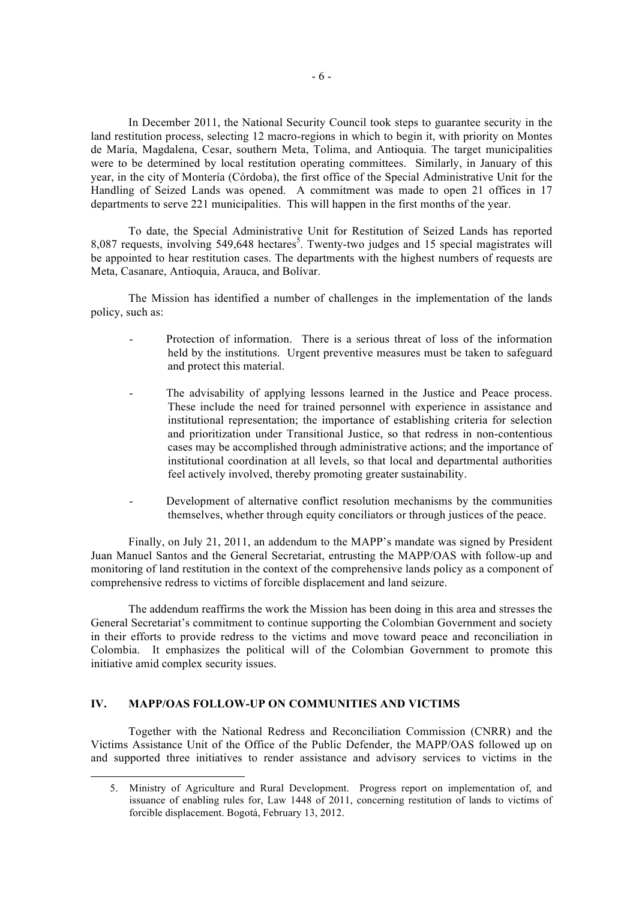In December 2011, the National Security Council took steps to guarantee security in the land restitution process, selecting 12 macro-regions in which to begin it, with priority on Montes de María, Magdalena, Cesar, southern Meta, Tolima, and Antioquia. The target municipalities were to be determined by local restitution operating committees. Similarly, in January of this year, in the city of Montería (Córdoba), the first office of the Special Administrative Unit for the Handling of Seized Lands was opened. A commitment was made to open 21 offices in 17 departments to serve 221 municipalities. This will happen in the first months of the year.

To date, the Special Administrative Unit for Restitution of Seized Lands has reported 8,087 requests, involving 549,648 hectares[5]. Twenty-two judges and 15 special magistrates will be appointed to hear restitution cases. The departments with the highest numbers of requests are Meta, Casanare, Antioquia, Arauca, and Bolívar.

The Mission has identified a number of challenges in the implementation of the lands policy, such as:

- Protection of information. There is a serious threat of loss of the information held by the institutions. Urgent preventive measures must be taken to safeguard and protect this material.

- The advisability of applying lessons learned in the Justice and Peace process. These include the need for trained personnel with experience in assistance and institutional representation; the importance of establishing criteria for selection and prioritization under Transitional Justice, so that redress in non-contentious cases may be accomplished through administrative actions; and the importance of institutional coordination at all levels, so that local and departmental authorities feel actively involved, thereby promoting greater sustainability.

- Development of alternative conflict resolution mechanisms by the communities themselves, whether through equity conciliators or through justices of the peace.

Finally, on July 21, 2011, an addendum to the MAPP's mandate was signed by President Juan Manuel Santos and the General Secretariat, entrusting the MAPP/OAS with follow-up and monitoring of land restitution in the context of the comprehensive lands policy as a component of comprehensive redress to victims of forcible displacement and land seizure.

The addendum reaffirms the work the Mission has been doing in this area and stresses the General Secretariat's commitment to continue supporting the Colombian Government and society in their efforts to provide redress to the victims and move toward peace and reconciliation in Colombia. It emphasizes the political will of the Colombian Government to promote this initiative amid complex security issues.

## IV. MAPP/OAS FOLLOW-UP ON COMMUNITIES AND VICTIMS

Together with the National Redress and Reconciliation Commission (CNRR) and the Victims Assistance Unit of the Office of the Public Defender, the MAPP/OAS followed up on and supported three initiatives to render assistance and advisory services to victims in the

---

5. Ministry of Agriculture and Rural Development. Progress report on implementation of, and issuance of enabling rules for, Law 1448 of 2011, concerning restitution of lands to victims of forcible displacement. Bogotá, February 13, 2012.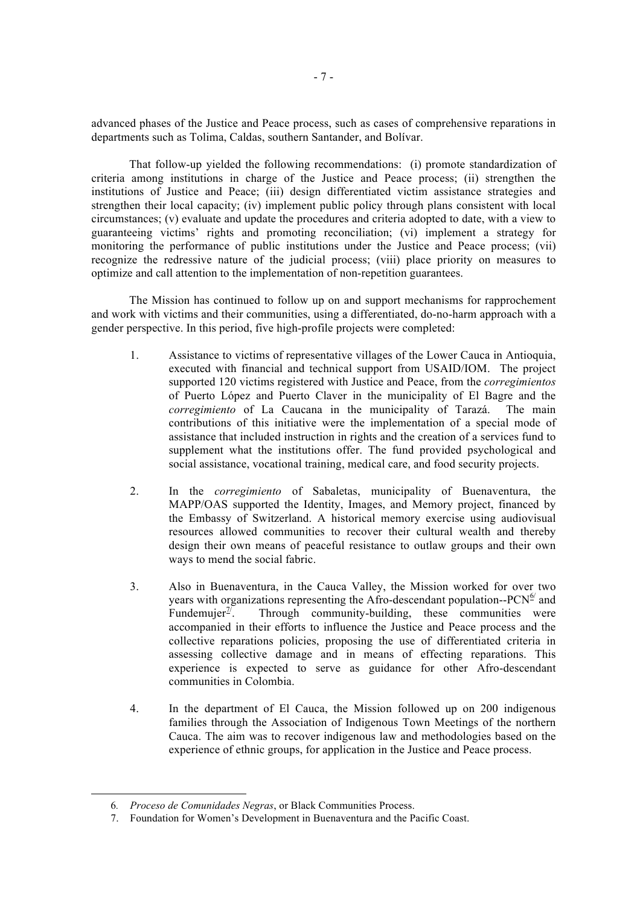advanced phases of the Justice and Peace process, such as cases of comprehensive reparations in departments such as Tolima, Caldas, southern Santander, and Bolívar.

That follow-up yielded the following recommendations: (i) promote standardization of criteria among institutions in charge of the Justice and Peace process; (ii) strengthen the institutions of Justice and Peace; (iii) design differentiated victim assistance strategies and strengthen their local capacity; (iv) implement public policy through plans consistent with local circumstances; (v) evaluate and update the procedures and criteria adopted to date, with a view to guaranteeing victims' rights and promoting reconciliation; (vi) implement a strategy for monitoring the performance of public institutions under the Justice and Peace process; (vii) recognize the redressive nature of the judicial process; (viii) place priority on measures to optimize and call attention to the implementation of non-repetition guarantees.

The Mission has continued to follow up on and support mechanisms for rapprochement and work with victims and their communities, using a differentiated, do-no-harm approach with a gender perspective. In this period, five high-profile projects were completed:

1. Assistance to victims of representative villages of the Lower Cauca in Antioquia, executed with financial and technical support from USAID/IOM. The project supported 120 victims registered with Justice and Peace, from the *corregimientos* of Puerto López and Puerto Claver in the municipality of El Bagre and the *corregimiento* of La Caucana in the municipality of Tarazá. The main contributions of this initiative were the implementation of a special mode of assistance that included instruction in rights and the creation of a services fund to supplement what the institutions offer. The fund provided psychological and social assistance, vocational training, medical care, and food security projects.

2. In the *corregimiento* of Sabaletas, municipality of Buenaventura, the MAPP/OAS supported the Identity, Images, and Memory project, financed by the Embassy of Switzerland. A historical memory exercise using audiovisual resources allowed communities to recover their cultural wealth and thereby design their own means of peaceful resistance to outlaw groups and their own ways to mend the social fabric.

3. Also in Buenaventura, in the Cauca Valley, the Mission worked for over two years with organizations representing the Afro-descendant population--PCN[6] and Fundemujer[7]. Through community-building, these communities were accompanied in their efforts to influence the Justice and Peace process and the collective reparations policies, proposing the use of differentiated criteria in assessing collective damage and in means of effecting reparations. This experience is expected to serve as guidance for other Afro-descendant communities in Colombia.

4. In the department of El Cauca, the Mission followed up on 200 indigenous families through the Association of Indigenous Town Meetings of the northern Cauca. The aim was to recover indigenous law and methodologies based on the experience of ethnic groups, for application in the Justice and Peace process.

---

6. *Proceso de Comunidades Negras*, or Black Communities Process.
7. Foundation for Women's Development in Buenaventura and the Pacific Coast.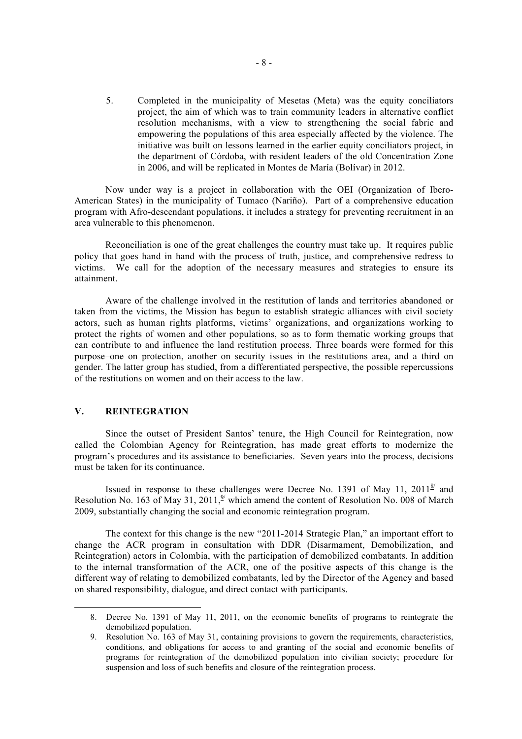5. Completed in the municipality of Mesetas (Meta) was the equity conciliators project, the aim of which was to train community leaders in alternative conflict resolution mechanisms, with a view to strengthening the social fabric and empowering the populations of this area especially affected by the violence. The initiative was built on lessons learned in the earlier equity conciliators project, in the department of Córdoba, with resident leaders of the old Concentration Zone in 2006, and will be replicated in Montes de María (Bolívar) in 2012.

Now under way is a project in collaboration with the OEI (Organization of Ibero-American States) in the municipality of Tumaco (Nariño). Part of a comprehensive education program with Afro-descendant populations, it includes a strategy for preventing recruitment in an area vulnerable to this phenomenon.

Reconciliation is one of the great challenges the country must take up. It requires public policy that goes hand in hand with the process of truth, justice, and comprehensive redress to victims. We call for the adoption of the necessary measures and strategies to ensure its attainment.

Aware of the challenge involved in the restitution of lands and territories abandoned or taken from the victims, the Mission has begun to establish strategic alliances with civil society actors, such as human rights platforms, victims' organizations, and organizations working to protect the rights of women and other populations, so as to form thematic working groups that can contribute to and influence the land restitution process. Three boards were formed for this purpose–one on protection, another on security issues in the restitutions area, and a third on gender. The latter group has studied, from a differentiated perspective, the possible repercussions of the restitutions on women and on their access to the law.

## V. REINTEGRATION

Since the outset of President Santos' tenure, the High Council for Reintegration, now called the Colombian Agency for Reintegration, has made great efforts to modernize the program's procedures and its assistance to beneficiaries. Seven years into the process, decisions must be taken for its continuance.

Issued in response to these challenges were Decree No. 1391 of May 11, 2011[8/] and Resolution No. 163 of May 31, 2011,[9/] which amend the content of Resolution No. 008 of March 2009, substantially changing the social and economic reintegration program.

The context for this change is the new "2011-2014 Strategic Plan," an important effort to change the ACR program in consultation with DDR (Disarmament, Demobilization, and Reintegration) actors in Colombia, with the participation of demobilized combatants. In addition to the internal transformation of the ACR, one of the positive aspects of this change is the different way of relating to demobilized combatants, led by the Director of the Agency and based on shared responsibility, dialogue, and direct contact with participants.

---

8. Decree No. 1391 of May 11, 2011, on the economic benefits of programs to reintegrate the demobilized population.
9. Resolution No. 163 of May 31, containing provisions to govern the requirements, characteristics, conditions, and obligations for access to and granting of the social and economic benefits of programs for reintegration of the demobilized population into civilian society; procedure for suspension and loss of such benefits and closure of the reintegration process.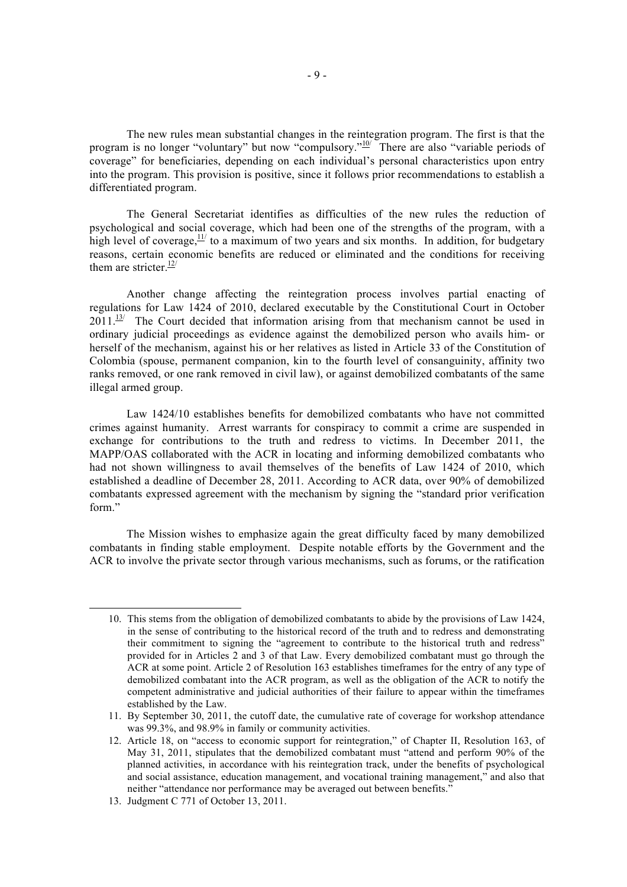The new rules mean substantial changes in the reintegration program. The first is that the program is no longer "voluntary" but now "compulsory."[10] There are also "variable periods of coverage" for beneficiaries, depending on each individual's personal characteristics upon entry into the program. This provision is positive, since it follows prior recommendations to establish a differentiated program.

The General Secretariat identifies as difficulties of the new rules the reduction of psychological and social coverage, which had been one of the strengths of the program, with a high level of coverage,[11] to a maximum of two years and six months. In addition, for budgetary reasons, certain economic benefits are reduced or eliminated and the conditions for receiving them are stricter.[12]

Another change affecting the reintegration process involves partial enacting of regulations for Law 1424 of 2010, declared executable by the Constitutional Court in October 2011.[13] The Court decided that information arising from that mechanism cannot be used in ordinary judicial proceedings as evidence against the demobilized person who avails him- or herself of the mechanism, against his or her relatives as listed in Article 33 of the Constitution of Colombia (spouse, permanent companion, kin to the fourth level of consanguinity, affinity two ranks removed, or one rank removed in civil law), or against demobilized combatants of the same illegal armed group.

Law 1424/10 establishes benefits for demobilized combatants who have not committed crimes against humanity. Arrest warrants for conspiracy to commit a crime are suspended in exchange for contributions to the truth and redress to victims. In December 2011, the MAPP/OAS collaborated with the ACR in locating and informing demobilized combatants who had not shown willingness to avail themselves of the benefits of Law 1424 of 2010, which established a deadline of December 28, 2011. According to ACR data, over 90% of demobilized combatants expressed agreement with the mechanism by signing the "standard prior verification form."

The Mission wishes to emphasize again the great difficulty faced by many demobilized combatants in finding stable employment. Despite notable efforts by the Government and the ACR to involve the private sector through various mechanisms, such as forums, or the ratification

---

10. This stems from the obligation of demobilized combatants to abide by the provisions of Law 1424, in the sense of contributing to the historical record of the truth and to redress and demonstrating their commitment to signing the "agreement to contribute to the historical truth and redress" provided for in Articles 2 and 3 of that Law. Every demobilized combatant must go through the ACR at some point. Article 2 of Resolution 163 establishes timeframes for the entry of any type of demobilized combatant into the ACR program, as well as the obligation of the ACR to notify the competent administrative and judicial authorities of their failure to appear within the timeframes established by the Law.
11. By September 30, 2011, the cutoff date, the cumulative rate of coverage for workshop attendance was 99.3%, and 98.9% in family or community activities.
12. Article 18, on "access to economic support for reintegration," of Chapter II, Resolution 163, of May 31, 2011, stipulates that the demobilized combatant must "attend and perform 90% of the planned activities, in accordance with his reintegration track, under the benefits of psychological and social assistance, education management, and vocational training management," and also that neither "attendance nor performance may be averaged out between benefits."
13. Judgment C 771 of October 13, 2011.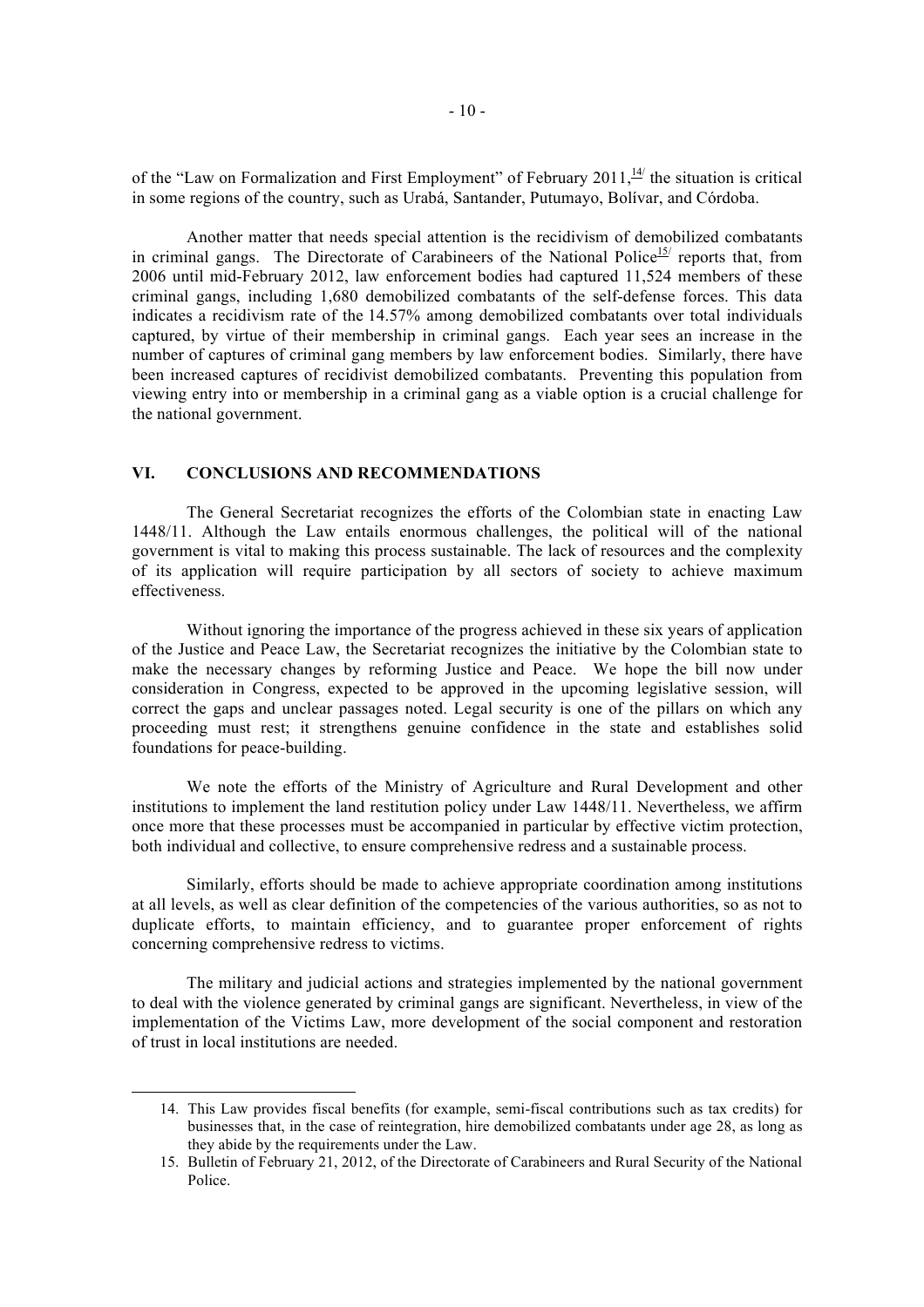of the "Law on Formalization and First Employment" of February 2011,[14/] the situation is critical in some regions of the country, such as Urabá, Santander, Putumayo, Bolívar, and Córdoba.

Another matter that needs special attention is the recidivism of demobilized combatants in criminal gangs. The Directorate of Carabineers of the National Police[15/] reports that, from 2006 until mid-February 2012, law enforcement bodies had captured 11,524 members of these criminal gangs, including 1,680 demobilized combatants of the self-defense forces. This data indicates a recidivism rate of the 14.57% among demobilized combatants over total individuals captured, by virtue of their membership in criminal gangs. Each year sees an increase in the number of captures of criminal gang members by law enforcement bodies. Similarly, there have been increased captures of recidivist demobilized combatants. Preventing this population from viewing entry into or membership in a criminal gang as a viable option is a crucial challenge for the national government.

## VI. CONCLUSIONS AND RECOMMENDATIONS

The General Secretariat recognizes the efforts of the Colombian state in enacting Law 1448/11. Although the Law entails enormous challenges, the political will of the national government is vital to making this process sustainable. The lack of resources and the complexity of its application will require participation by all sectors of society to achieve maximum effectiveness.

Without ignoring the importance of the progress achieved in these six years of application of the Justice and Peace Law, the Secretariat recognizes the initiative by the Colombian state to make the necessary changes by reforming Justice and Peace. We hope the bill now under consideration in Congress, expected to be approved in the upcoming legislative session, will correct the gaps and unclear passages noted. Legal security is one of the pillars on which any proceeding must rest; it strengthens genuine confidence in the state and establishes solid foundations for peace-building.

We note the efforts of the Ministry of Agriculture and Rural Development and other institutions to implement the land restitution policy under Law 1448/11. Nevertheless, we affirm once more that these processes must be accompanied in particular by effective victim protection, both individual and collective, to ensure comprehensive redress and a sustainable process.

Similarly, efforts should be made to achieve appropriate coordination among institutions at all levels, as well as clear definition of the competencies of the various authorities, so as not to duplicate efforts, to maintain efficiency, and to guarantee proper enforcement of rights concerning comprehensive redress to victims.

The military and judicial actions and strategies implemented by the national government to deal with the violence generated by criminal gangs are significant. Nevertheless, in view of the implementation of the Victims Law, more development of the social component and restoration of trust in local institutions are needed.

---

14. This Law provides fiscal benefits (for example, semi-fiscal contributions such as tax credits) for businesses that, in the case of reintegration, hire demobilized combatants under age 28, as long as they abide by the requirements under the Law.
15. Bulletin of February 21, 2012, of the Directorate of Carabineers and Rural Security of the National Police.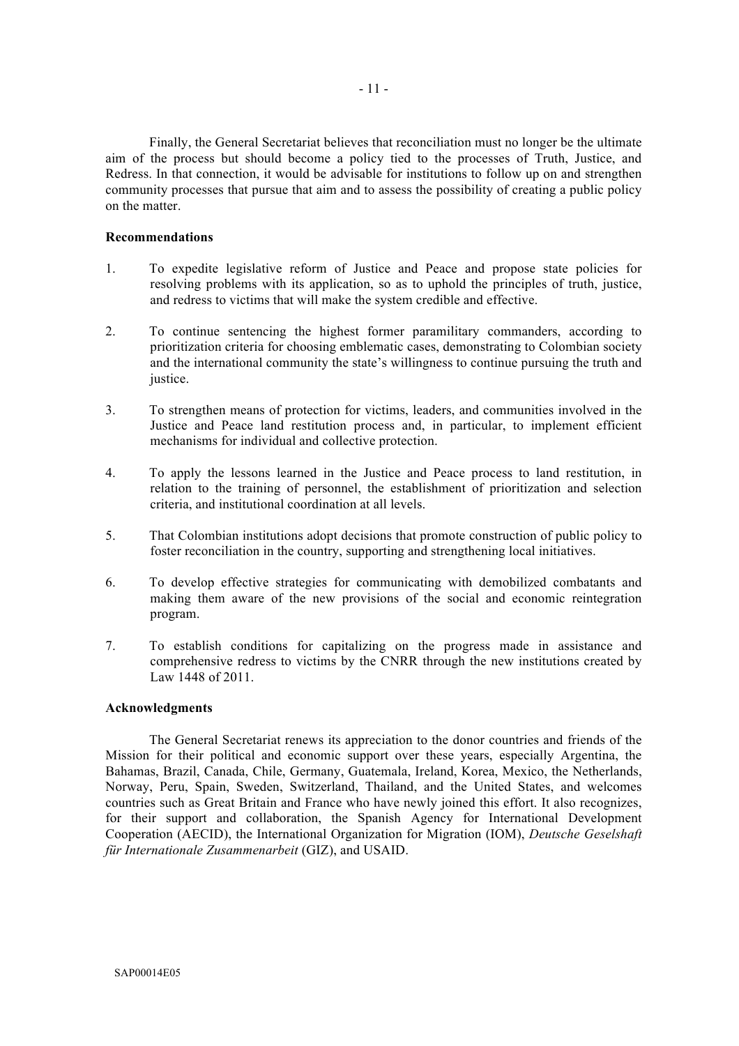Finally, the General Secretariat believes that reconciliation must no longer be the ultimate aim of the process but should become a policy tied to the processes of Truth, Justice, and Redress. In that connection, it would be advisable for institutions to follow up on and strengthen community processes that pursue that aim and to assess the possibility of creating a public policy on the matter.

**Recommendations**

1. To expedite legislative reform of Justice and Peace and propose state policies for resolving problems with its application, so as to uphold the principles of truth, justice, and redress to victims that will make the system credible and effective.

2. To continue sentencing the highest former paramilitary commanders, according to prioritization criteria for choosing emblematic cases, demonstrating to Colombian society and the international community the state's willingness to continue pursuing the truth and justice.

3. To strengthen means of protection for victims, leaders, and communities involved in the Justice and Peace land restitution process and, in particular, to implement efficient mechanisms for individual and collective protection.

4. To apply the lessons learned in the Justice and Peace process to land restitution, in relation to the training of personnel, the establishment of prioritization and selection criteria, and institutional coordination at all levels.

5. That Colombian institutions adopt decisions that promote construction of public policy to foster reconciliation in the country, supporting and strengthening local initiatives.

6. To develop effective strategies for communicating with demobilized combatants and making them aware of the new provisions of the social and economic reintegration program.

7. To establish conditions for capitalizing on the progress made in assistance and comprehensive redress to victims by the CNRR through the new institutions created by Law 1448 of 2011.

**Acknowledgments**

The General Secretariat renews its appreciation to the donor countries and friends of the Mission for their political and economic support over these years, especially Argentina, the Bahamas, Brazil, Canada, Chile, Germany, Guatemala, Ireland, Korea, Mexico, the Netherlands, Norway, Peru, Spain, Sweden, Switzerland, Thailand, and the United States, and welcomes countries such as Great Britain and France who have newly joined this effort. It also recognizes, for their support and collaboration, the Spanish Agency for International Development Cooperation (AECID), the International Organization for Migration (IOM), *Deutsche Geselshaft für Internationale Zusammenarbeit* (GIZ), and USAID.

SAP00014E05